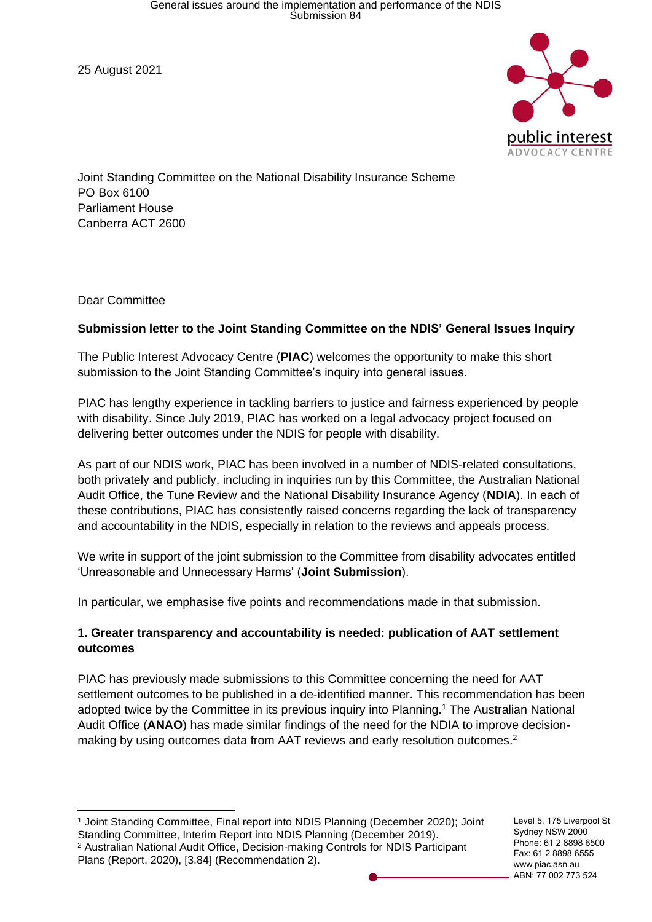25 August 2021

Joint Standing Committee on the National Disability Insurance Scheme
PO Box 6100
Parliament House
Canberra ACT 2600

Dear Committee

**Submission letter to the Joint Standing Committee on the NDIS' General Issues Inquiry**

The Public Interest Advocacy Centre (**PIAC**) welcomes the opportunity to make this short submission to the Joint Standing Committee's inquiry into general issues.

PIAC has lengthy experience in tackling barriers to justice and fairness experienced by people with disability. Since July 2019, PIAC has worked on a legal advocacy project focused on delivering better outcomes under the NDIS for people with disability.

As part of our NDIS work, PIAC has been involved in a number of NDIS-related consultations, both privately and publicly, including in inquiries run by this Committee, the Australian National Audit Office, the Tune Review and the National Disability Insurance Agency (**NDIA**). In each of these contributions, PIAC has consistently raised concerns regarding the lack of transparency and accountability in the NDIS, especially in relation to the reviews and appeals process.

We write in support of the joint submission to the Committee from disability advocates entitled 'Unreasonable and Unnecessary Harms' (**Joint Submission**).

In particular, we emphasise five points and recommendations made in that submission.

### 1. Greater transparency and accountability is needed: publication of AAT settlement outcomes

PIAC has previously made submissions to this Committee concerning the need for AAT settlement outcomes to be published in a de-identified manner. This recommendation has been adopted twice by the Committee in its previous inquiry into Planning.[1] The Australian National Audit Office (**ANAO**) has made similar findings of the need for the NDIA to improve decision-making by using outcomes data from AAT reviews and early resolution outcomes.[2]

---

[1] Joint Standing Committee, Final report into NDIS Planning (December 2020); Joint Standing Committee, Interim Report into NDIS Planning (December 2019).

[2] Australian National Audit Office, Decision-making Controls for NDIS Participant Plans (Report, 2020), [3.84] (Recommendation 2).

Level 5, 175 Liverpool St
Sydney NSW 2000
Phone: 61 2 8898 6500
Fax: 61 2 8898 6555
www.piac.asn.au
ABN: 77 002 773 524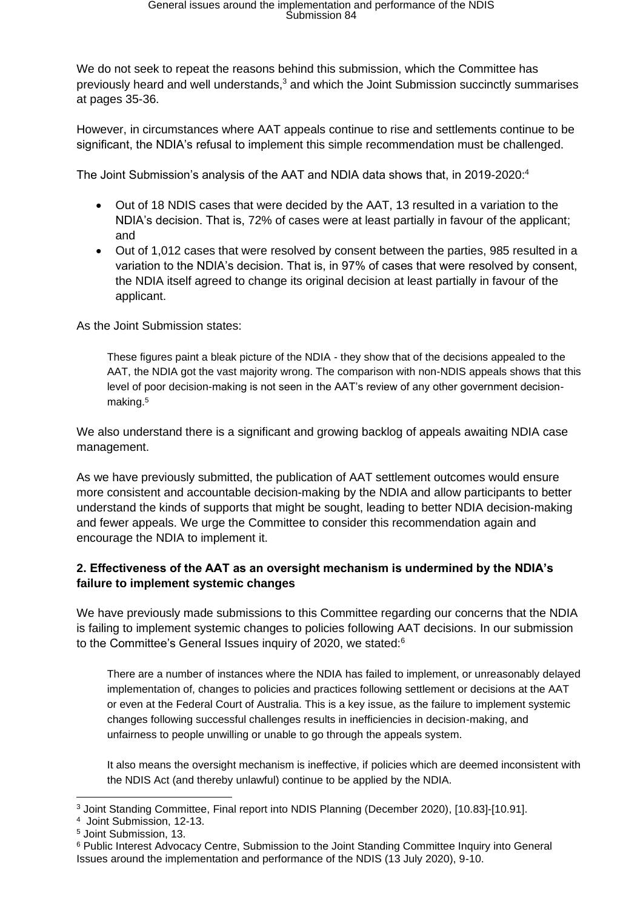We do not seek to repeat the reasons behind this submission, which the Committee has previously heard and well understands,[3] and which the Joint Submission succinctly summarises at pages 35-36.

However, in circumstances where AAT appeals continue to rise and settlements continue to be significant, the NDIA's refusal to implement this simple recommendation must be challenged.

The Joint Submission's analysis of the AAT and NDIA data shows that, in 2019-2020:[4]

- Out of 18 NDIS cases that were decided by the AAT, 13 resulted in a variation to the NDIA's decision. That is, 72% of cases were at least partially in favour of the applicant; and
- Out of 1,012 cases that were resolved by consent between the parties, 985 resulted in a variation to the NDIA's decision. That is, in 97% of cases that were resolved by consent, the NDIA itself agreed to change its original decision at least partially in favour of the applicant.

As the Joint Submission states:

> These figures paint a bleak picture of the NDIA - they show that of the decisions appealed to the AAT, the NDIA got the vast majority wrong. The comparison with non-NDIS appeals shows that this level of poor decision-making is not seen in the AAT's review of any other government decision-making.[5]

We also understand there is a significant and growing backlog of appeals awaiting NDIA case management.

As we have previously submitted, the publication of AAT settlement outcomes would ensure more consistent and accountable decision-making by the NDIA and allow participants to better understand the kinds of supports that might be sought, leading to better NDIA decision-making and fewer appeals. We urge the Committee to consider this recommendation again and encourage the NDIA to implement it.

**2. Effectiveness of the AAT as an oversight mechanism is undermined by the NDIA's failure to implement systemic changes**

We have previously made submissions to this Committee regarding our concerns that the NDIA is failing to implement systemic changes to policies following AAT decisions. In our submission to the Committee's General Issues inquiry of 2020, we stated:[6]

> There are a number of instances where the NDIA has failed to implement, or unreasonably delayed implementation of, changes to policies and practices following settlement or decisions at the AAT or even at the Federal Court of Australia. This is a key issue, as the failure to implement systemic changes following successful challenges results in inefficiencies in decision-making, and unfairness to people unwilling or unable to go through the appeals system.
>
> It also means the oversight mechanism is ineffective, if policies which are deemed inconsistent with the NDIS Act (and thereby unlawful) continue to be applied by the NDIA.

---

[3] Joint Standing Committee, Final report into NDIS Planning (December 2020), [10.83]-[10.91].

[4] Joint Submission, 12-13.

[5] Joint Submission, 13.

[6] Public Interest Advocacy Centre, Submission to the Joint Standing Committee Inquiry into General Issues around the implementation and performance of the NDIS (13 July 2020), 9-10.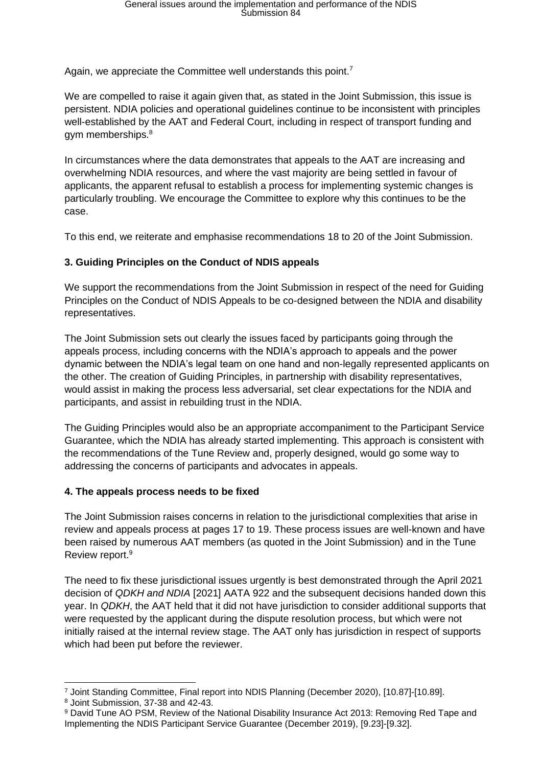Again, we appreciate the Committee well understands this point.[7]

We are compelled to raise it again given that, as stated in the Joint Submission, this issue is persistent. NDIA policies and operational guidelines continue to be inconsistent with principles well-established by the AAT and Federal Court, including in respect of transport funding and gym memberships.[8]

In circumstances where the data demonstrates that appeals to the AAT are increasing and overwhelming NDIA resources, and where the vast majority are being settled in favour of applicants, the apparent refusal to establish a process for implementing systemic changes is particularly troubling. We encourage the Committee to explore why this continues to be the case.

To this end, we reiterate and emphasise recommendations 18 to 20 of the Joint Submission.

**3. Guiding Principles on the Conduct of NDIS appeals**

We support the recommendations from the Joint Submission in respect of the need for Guiding Principles on the Conduct of NDIS Appeals to be co-designed between the NDIA and disability representatives.

The Joint Submission sets out clearly the issues faced by participants going through the appeals process, including concerns with the NDIA's approach to appeals and the power dynamic between the NDIA's legal team on one hand and non-legally represented applicants on the other. The creation of Guiding Principles, in partnership with disability representatives, would assist in making the process less adversarial, set clear expectations for the NDIA and participants, and assist in rebuilding trust in the NDIA.

The Guiding Principles would also be an appropriate accompaniment to the Participant Service Guarantee, which the NDIA has already started implementing. This approach is consistent with the recommendations of the Tune Review and, properly designed, would go some way to addressing the concerns of participants and advocates in appeals.

**4. The appeals process needs to be fixed**

The Joint Submission raises concerns in relation to the jurisdictional complexities that arise in review and appeals process at pages 17 to 19. These process issues are well-known and have been raised by numerous AAT members (as quoted in the Joint Submission) and in the Tune Review report.[9]

The need to fix these jurisdictional issues urgently is best demonstrated through the April 2021 decision of *QDKH and NDIA* [2021] AATA 922 and the subsequent decisions handed down this year. In *QDKH*, the AAT held that it did not have jurisdiction to consider additional supports that were requested by the applicant during the dispute resolution process, but which were not initially raised at the internal review stage. The AAT only has jurisdiction in respect of supports which had been put before the reviewer.

---

[7] Joint Standing Committee, Final report into NDIS Planning (December 2020), [10.87]-[10.89].

[8] Joint Submission, 37-38 and 42-43.

[9] David Tune AO PSM, Review of the National Disability Insurance Act 2013: Removing Red Tape and Implementing the NDIS Participant Service Guarantee (December 2019), [9.23]-[9.32].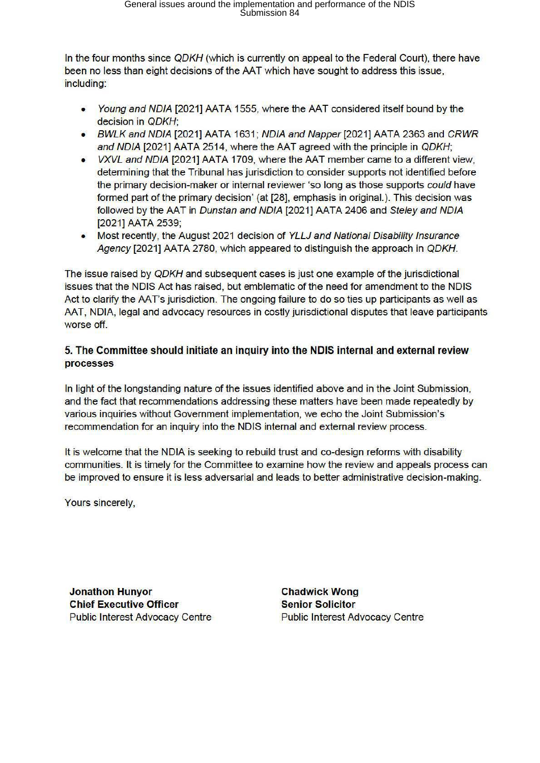In the four months since *QDKH* (which is currently on appeal to the Federal Court), there have been no less than eight decisions of the AAT which have sought to address this issue, including:

- *Young and NDIA* [2021] AATA 1555, where the AAT considered itself bound by the decision in *QDKH*;
- *BWLK and NDIA* [2021] AATA 1631; *NDIA and Napper* [2021] AATA 2363 and *CRWR and NDIA* [2021] AATA 2514, where the AAT agreed with the principle in *QDKH*;
- *VXVL and NDIA* [2021] AATA 1709, where the AAT member came to a different view, determining that the Tribunal has jurisdiction to consider supports not identified before the primary decision-maker or internal reviewer 'so long as those supports *could* have formed part of the primary decision' (at [28], emphasis in original.). This decision was followed by the AAT in *Dunstan and NDIA* [2021] AATA 2406 and *Steley and NDIA* [2021] AATA 2539;
- Most recently, the August 2021 decision of *YLLJ and National Disability Insurance Agency* [2021] AATA 2780, which appeared to distinguish the approach in *QDKH*.

The issue raised by *QDKH* and subsequent cases is just one example of the jurisdictional issues that the NDIS Act has raised, but emblematic of the need for amendment to the NDIS Act to clarify the AAT's jurisdiction. The ongoing failure to do so ties up participants as well as AAT, NDIA, legal and advocacy resources in costly jurisdictional disputes that leave participants worse off.

## 5. The Committee should initiate an inquiry into the NDIS internal and external review processes

In light of the longstanding nature of the issues identified above and in the Joint Submission, and the fact that recommendations addressing these matters have been made repeatedly by various inquiries without Government implementation, we echo the Joint Submission's recommendation for an inquiry into the NDIS internal and external review process.

It is welcome that the NDIA is seeking to rebuild trust and co-design reforms with disability communities. It is timely for the Committee to examine how the review and appeals process can be improved to ensure it is less adversarial and leads to better administrative decision-making.

Yours sincerely,

**Jonathon Hunyor**
**Chief Executive Officer**
Public Interest Advocacy Centre

**Chadwick Wong**
**Senior Solicitor**
Public Interest Advocacy Centre